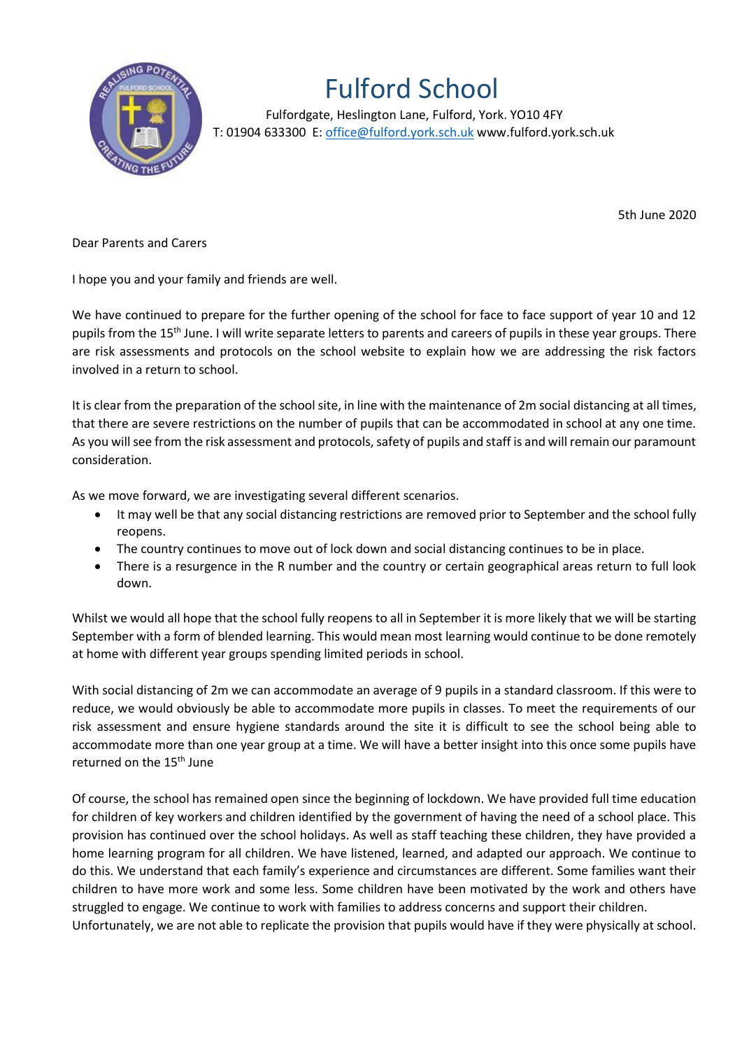# Fulford School

Fulfordgate, Heslington Lane, Fulford, York. YO10 4FY
T: 01904 633300 E: office@fulford.york.sch.uk www.fulford.york.sch.uk

5th June 2020

Dear Parents and Carers

I hope you and your family and friends are well.

We have continued to prepare for the further opening of the school for face to face support of year 10 and 12 pupils from the 15th June. I will write separate letters to parents and careers of pupils in these year groups. There are risk assessments and protocols on the school website to explain how we are addressing the risk factors involved in a return to school.

It is clear from the preparation of the school site, in line with the maintenance of 2m social distancing at all times, that there are severe restrictions on the number of pupils that can be accommodated in school at any one time. As you will see from the risk assessment and protocols, safety of pupils and staff is and will remain our paramount consideration.

As we move forward, we are investigating several different scenarios.

- It may well be that any social distancing restrictions are removed prior to September and the school fully reopens.
- The country continues to move out of lock down and social distancing continues to be in place.
- There is a resurgence in the R number and the country or certain geographical areas return to full look down.

Whilst we would all hope that the school fully reopens to all in September it is more likely that we will be starting September with a form of blended learning. This would mean most learning would continue to be done remotely at home with different year groups spending limited periods in school.

With social distancing of 2m we can accommodate an average of 9 pupils in a standard classroom. If this were to reduce, we would obviously be able to accommodate more pupils in classes. To meet the requirements of our risk assessment and ensure hygiene standards around the site it is difficult to see the school being able to accommodate more than one year group at a time. We will have a better insight into this once some pupils have returned on the 15th June

Of course, the school has remained open since the beginning of lockdown. We have provided full time education for children of key workers and children identified by the government of having the need of a school place. This provision has continued over the school holidays. As well as staff teaching these children, they have provided a home learning program for all children. We have listened, learned, and adapted our approach. We continue to do this. We understand that each family's experience and circumstances are different. Some families want their children to have more work and some less. Some children have been motivated by the work and others have struggled to engage. We continue to work with families to address concerns and support their children.
Unfortunately, we are not able to replicate the provision that pupils would have if they were physically at school.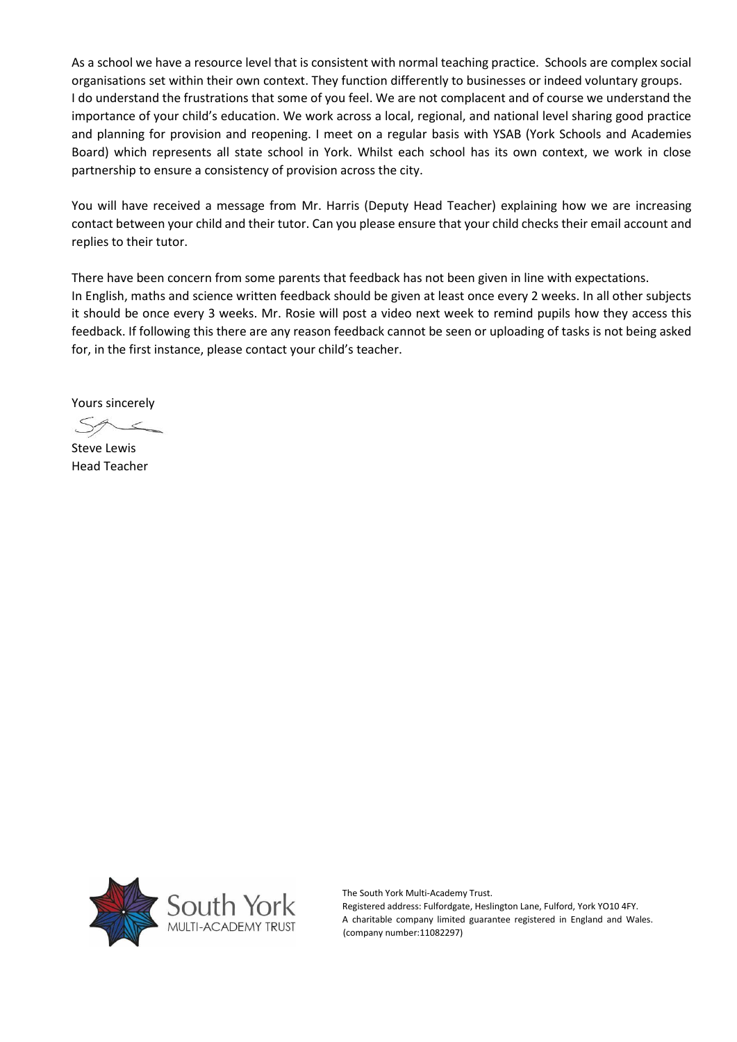As a school we have a resource level that is consistent with normal teaching practice. Schools are complex social organisations set within their own context. They function differently to businesses or indeed voluntary groups.
I do understand the frustrations that some of you feel. We are not complacent and of course we understand the importance of your child's education. We work across a local, regional, and national level sharing good practice and planning for provision and reopening. I meet on a regular basis with YSAB (York Schools and Academies Board) which represents all state school in York. Whilst each school has its own context, we work in close partnership to ensure a consistency of provision across the city.

You will have received a message from Mr. Harris (Deputy Head Teacher) explaining how we are increasing contact between your child and their tutor. Can you please ensure that your child checks their email account and replies to their tutor.

There have been concern from some parents that feedback has not been given in line with expectations.
In English, maths and science written feedback should be given at least once every 2 weeks. In all other subjects it should be once every 3 weeks. Mr. Rosie will post a video next week to remind pupils how they access this feedback. If following this there are any reason feedback cannot be seen or uploading of tasks is not being asked for, in the first instance, please contact your child's teacher.

Yours sincerely

Steve Lewis
Head Teacher

South York MULTI-ACADEMY TRUST

The South York Multi-Academy Trust.
Registered address: Fulfordgate, Heslington Lane, Fulford, York YO10 4FY.
A charitable company limited guarantee registered in England and Wales.
(company number:11082297)